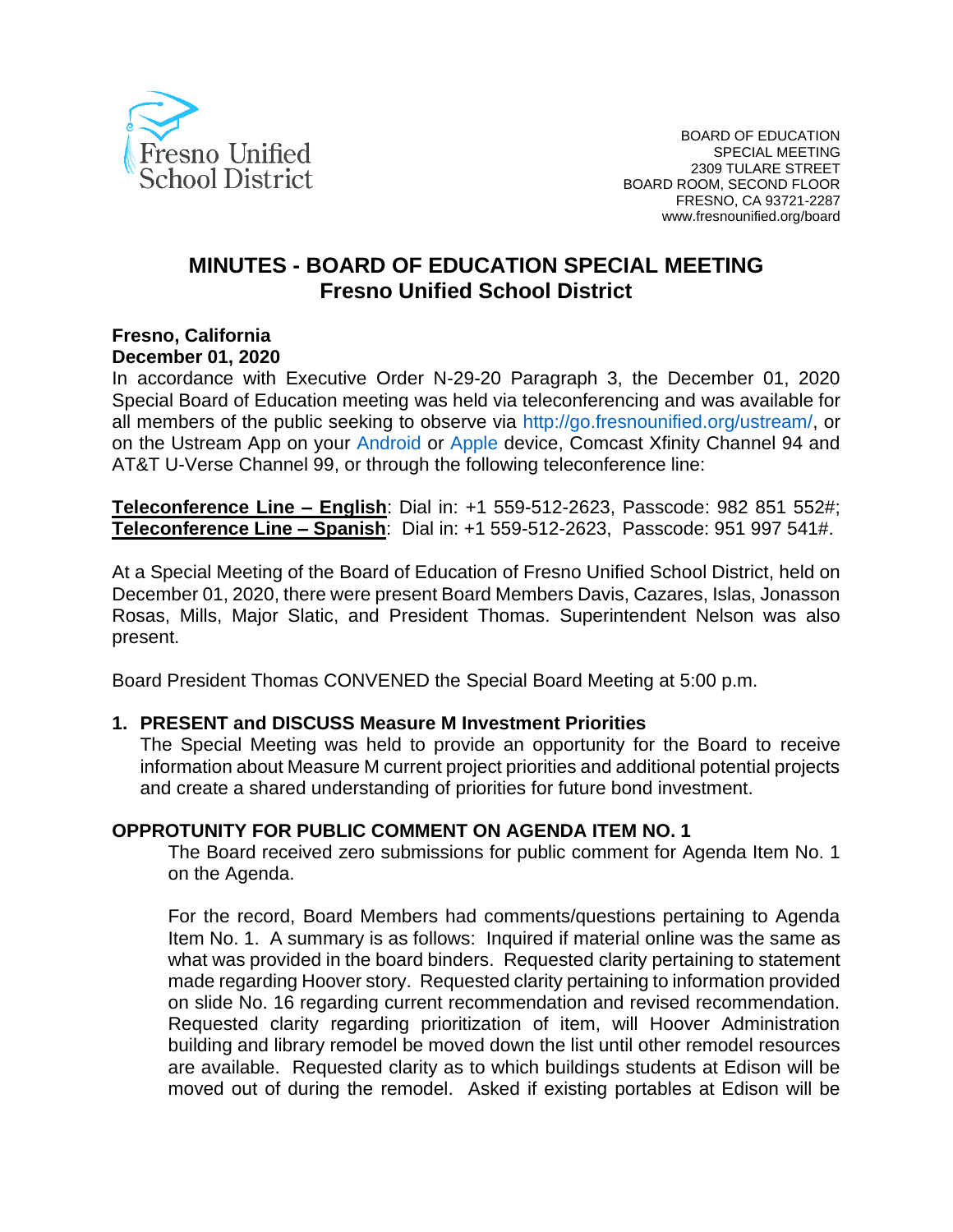Fresno Unified School District

BOARD OF EDUCATION
SPECIAL MEETING
2309 TULARE STREET
BOARD ROOM, SECOND FLOOR
FRESNO, CA 93721-2287
www.fresnounified.org/board

# MINUTES - BOARD OF EDUCATION SPECIAL MEETING
## Fresno Unified School District

**Fresno, California**
**December 01, 2020**

In accordance with Executive Order N-29-20 Paragraph 3, the December 01, 2020 Special Board of Education meeting was held via teleconferencing and was available for all members of the public seeking to observe via http://go.fresnounified.org/ustream/, or on the Ustream App on your Android or Apple device, Comcast Xfinity Channel 94 and AT&T U-Verse Channel 99, or through the following teleconference line:

**Teleconference Line – English**: Dial in: +1 559-512-2623, Passcode: 982 851 552#;
**Teleconference Line – Spanish**: Dial in: +1 559-512-2623, Passcode: 951 997 541#.

At a Special Meeting of the Board of Education of Fresno Unified School District, held on December 01, 2020, there were present Board Members Davis, Cazares, Islas, Jonasson Rosas, Mills, Major Slatic, and President Thomas. Superintendent Nelson was also present.

Board President Thomas CONVENED the Special Board Meeting at 5:00 p.m.

**1. PRESENT and DISCUSS Measure M Investment Priorities**

The Special Meeting was held to provide an opportunity for the Board to receive information about Measure M current project priorities and additional potential projects and create a shared understanding of priorities for future bond investment.

**OPPROTUNITY FOR PUBLIC COMMENT ON AGENDA ITEM NO. 1**

The Board received zero submissions for public comment for Agenda Item No. 1 on the Agenda.

For the record, Board Members had comments/questions pertaining to Agenda Item No. 1. A summary is as follows: Inquired if material online was the same as what was provided in the board binders. Requested clarity pertaining to statement made regarding Hoover story. Requested clarity pertaining to information provided on slide No. 16 regarding current recommendation and revised recommendation. Requested clarity regarding prioritization of item, will Hoover Administration building and library remodel be moved down the list until other remodel resources are available. Requested clarity as to which buildings students at Edison will be moved out of during the remodel. Asked if existing portables at Edison will be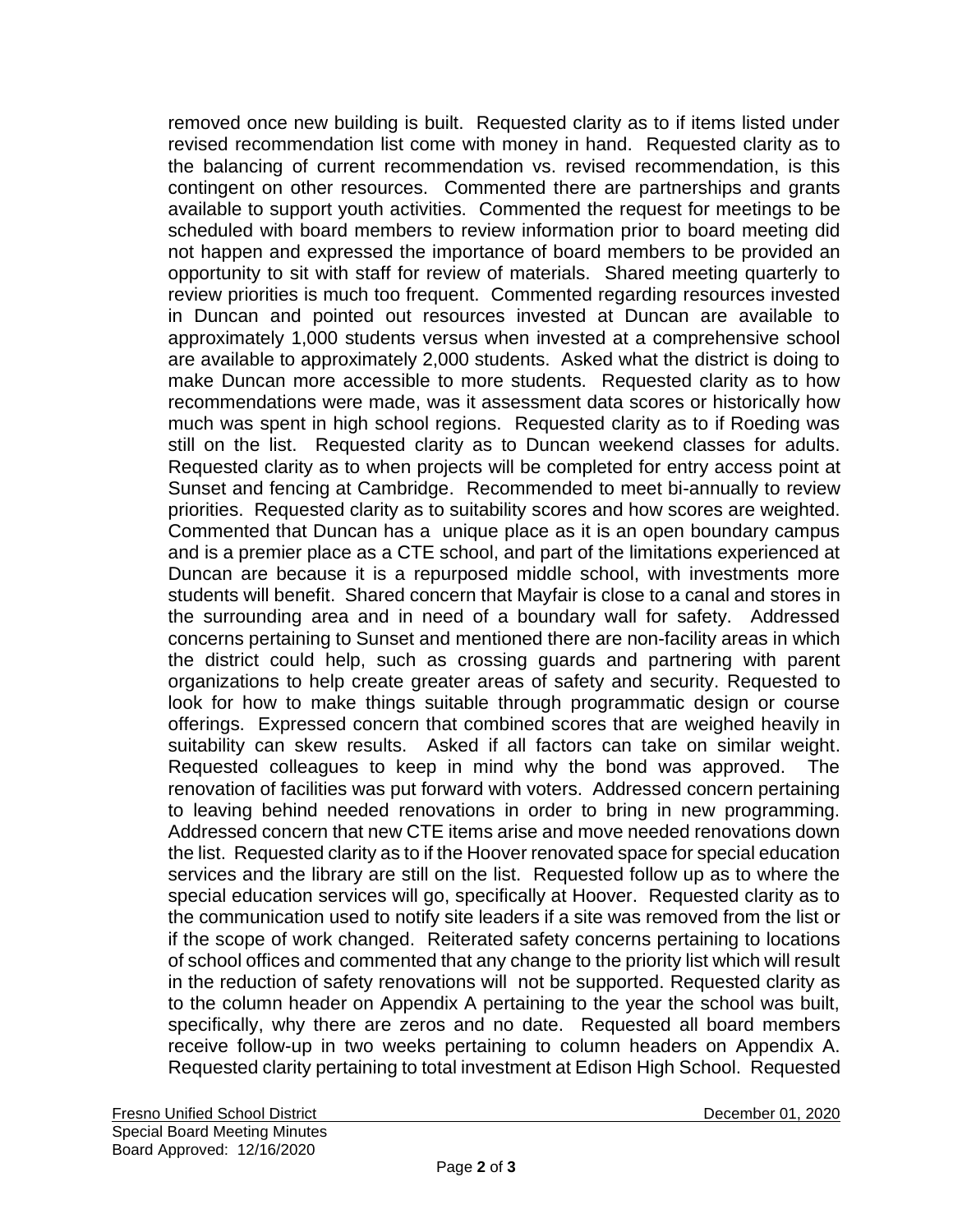removed once new building is built. Requested clarity as to if items listed under revised recommendation list come with money in hand. Requested clarity as to the balancing of current recommendation vs. revised recommendation, is this contingent on other resources. Commented there are partnerships and grants available to support youth activities. Commented the request for meetings to be scheduled with board members to review information prior to board meeting did not happen and expressed the importance of board members to be provided an opportunity to sit with staff for review of materials. Shared meeting quarterly to review priorities is much too frequent. Commented regarding resources invested in Duncan and pointed out resources invested at Duncan are available to approximately 1,000 students versus when invested at a comprehensive school are available to approximately 2,000 students. Asked what the district is doing to make Duncan more accessible to more students. Requested clarity as to how recommendations were made, was it assessment data scores or historically how much was spent in high school regions. Requested clarity as to if Roeding was still on the list. Requested clarity as to Duncan weekend classes for adults. Requested clarity as to when projects will be completed for entry access point at Sunset and fencing at Cambridge. Recommended to meet bi-annually to review priorities. Requested clarity as to suitability scores and how scores are weighted. Commented that Duncan has a unique place as it is an open boundary campus and is a premier place as a CTE school, and part of the limitations experienced at Duncan are because it is a repurposed middle school, with investments more students will benefit. Shared concern that Mayfair is close to a canal and stores in the surrounding area and in need of a boundary wall for safety. Addressed concerns pertaining to Sunset and mentioned there are non-facility areas in which the district could help, such as crossing guards and partnering with parent organizations to help create greater areas of safety and security. Requested to look for how to make things suitable through programmatic design or course offerings. Expressed concern that combined scores that are weighed heavily in suitability can skew results. Asked if all factors can take on similar weight. Requested colleagues to keep in mind why the bond was approved. The renovation of facilities was put forward with voters. Addressed concern pertaining to leaving behind needed renovations in order to bring in new programming. Addressed concern that new CTE items arise and move needed renovations down the list. Requested clarity as to if the Hoover renovated space for special education services and the library are still on the list. Requested follow up as to where the special education services will go, specifically at Hoover. Requested clarity as to the communication used to notify site leaders if a site was removed from the list or if the scope of work changed. Reiterated safety concerns pertaining to locations of school offices and commented that any change to the priority list which will result in the reduction of safety renovations will not be supported. Requested clarity as to the column header on Appendix A pertaining to the year the school was built, specifically, why there are zeros and no date. Requested all board members receive follow-up in two weeks pertaining to column headers on Appendix A. Requested clarity pertaining to total investment at Edison High School. Requested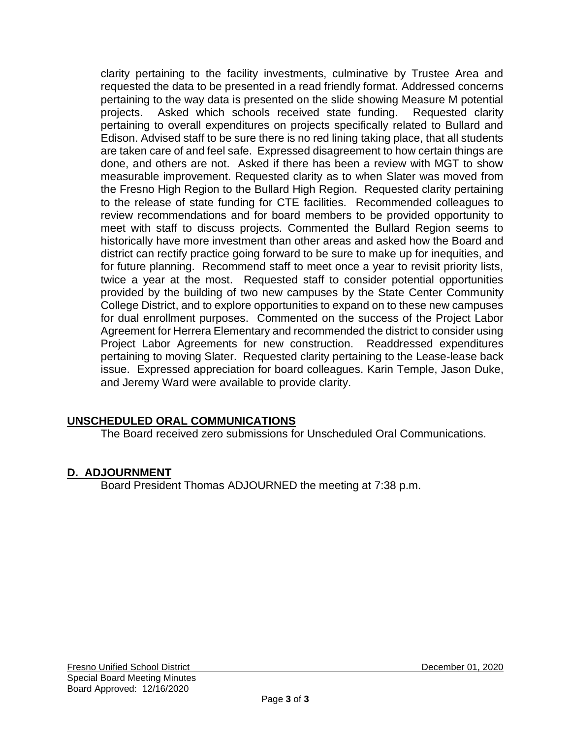clarity pertaining to the facility investments, culminative by Trustee Area and requested the data to be presented in a read friendly format. Addressed concerns pertaining to the way data is presented on the slide showing Measure M potential projects. Asked which schools received state funding. Requested clarity pertaining to overall expenditures on projects specifically related to Bullard and Edison. Advised staff to be sure there is no red lining taking place, that all students are taken care of and feel safe. Expressed disagreement to how certain things are done, and others are not. Asked if there has been a review with MGT to show measurable improvement. Requested clarity as to when Slater was moved from the Fresno High Region to the Bullard High Region. Requested clarity pertaining to the release of state funding for CTE facilities. Recommended colleagues to review recommendations and for board members to be provided opportunity to meet with staff to discuss projects. Commented the Bullard Region seems to historically have more investment than other areas and asked how the Board and district can rectify practice going forward to be sure to make up for inequities, and for future planning. Recommend staff to meet once a year to revisit priority lists, twice a year at the most. Requested staff to consider potential opportunities provided by the building of two new campuses by the State Center Community College District, and to explore opportunities to expand on to these new campuses for dual enrollment purposes. Commented on the success of the Project Labor Agreement for Herrera Elementary and recommended the district to consider using Project Labor Agreements for new construction. Readdressed expenditures pertaining to moving Slater. Requested clarity pertaining to the Lease-lease back issue. Expressed appreciation for board colleagues. Karin Temple, Jason Duke, and Jeremy Ward were available to provide clarity.

## UNSCHEDULED ORAL COMMUNICATIONS

The Board received zero submissions for Unscheduled Oral Communications.

## D. ADJOURNMENT

Board President Thomas ADJOURNED the meeting at 7:38 p.m.

Fresno Unified School District December 01, 2020
Special Board Meeting Minutes
Board Approved: 12/16/2020